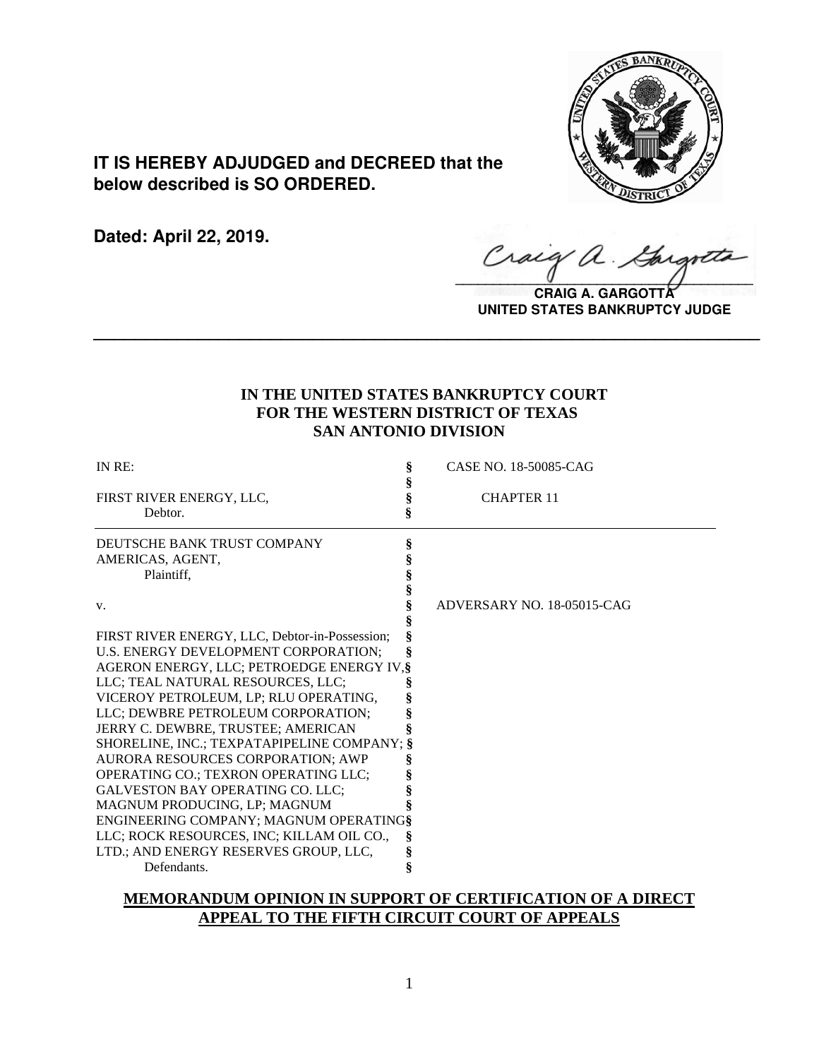**IT IS HEREBY ADJUDGED and DECREED that the below described is SO ORDERED.**

**Dated: April 22, 2019.**

**CRAIG A. GARGOTTA**
**UNITED STATES BANKRUPTCY JUDGE**

---

**IN THE UNITED STATES BANKRUPTCY COURT**
**FOR THE WESTERN DISTRICT OF TEXAS**
**SAN ANTONIO DIVISION**

| | | |
|---|---|---|
| IN RE: | § | CASE NO. 18-50085-CAG |
| | § | |
| FIRST RIVER ENERGY, LLC, | § | CHAPTER 11 |
| Debtor. | § | |

| | | |
|---|---|---|
| DEUTSCHE BANK TRUST COMPANY AMERICAS, AGENT, Plaintiff, | § | |
| | § | |
| v. | § | ADVERSARY NO. 18-05015-CAG |
| | § | |
| FIRST RIVER ENERGY, LLC, Debtor-in-Possession; U.S. ENERGY DEVELOPMENT CORPORATION; AGERON ENERGY, LLC; PETROEDGE ENERGY IV, LLC; TEAL NATURAL RESOURCES, LLC; VICEROY PETROLEUM, LP; RLU OPERATING, LLC; DEWBRE PETROLEUM CORPORATION; JERRY C. DEWBRE, TRUSTEE; AMERICAN SHORELINE, INC.; TEXPATAPIPELINE COMPANY; AURORA RESOURCES CORPORATION; AWP OPERATING CO.; TEXRON OPERATING LLC; GALVESTON BAY OPERATING CO. LLC; MAGNUM PRODUCING, LP; MAGNUM ENGINEERING COMPANY; MAGNUM OPERATING LLC; ROCK RESOURCES, INC; KILLAM OIL CO., LTD.; AND ENERGY RESERVES GROUP, LLC, Defendants. | § | |

**MEMORANDUM OPINION IN SUPPORT OF CERTIFICATION OF A DIRECT APPEAL TO THE FIFTH CIRCUIT COURT OF APPEALS**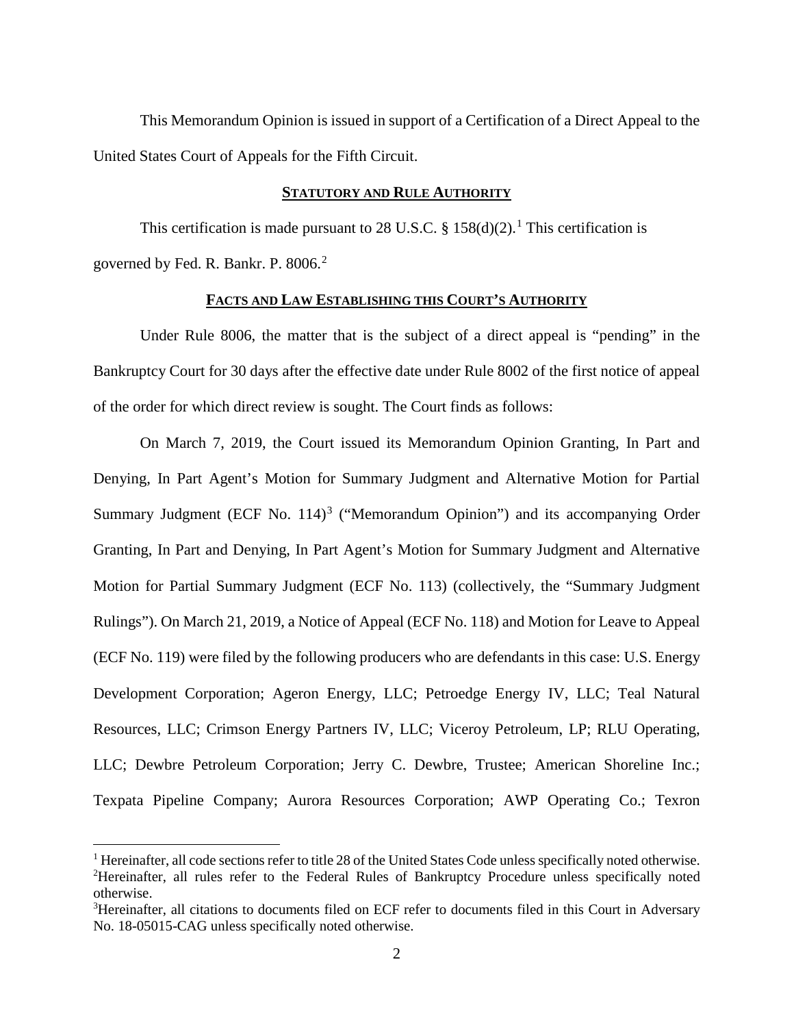This Memorandum Opinion is issued in support of a Certification of a Direct Appeal to the United States Court of Appeals for the Fifth Circuit.

## **STATUTORY AND RULE AUTHORITY**

This certification is made pursuant to 28 U.S.C. § 158(d)(2).[1] This certification is governed by Fed. R. Bankr. P. 8006.[2]

## **FACTS AND LAW ESTABLISHING THIS COURT'S AUTHORITY**

Under Rule 8006, the matter that is the subject of a direct appeal is "pending" in the Bankruptcy Court for 30 days after the effective date under Rule 8002 of the first notice of appeal of the order for which direct review is sought. The Court finds as follows:

On March 7, 2019, the Court issued its Memorandum Opinion Granting, In Part and Denying, In Part Agent's Motion for Summary Judgment and Alternative Motion for Partial Summary Judgment (ECF No. 114)[3] ("Memorandum Opinion") and its accompanying Order Granting, In Part and Denying, In Part Agent's Motion for Summary Judgment and Alternative Motion for Partial Summary Judgment (ECF No. 113) (collectively, the "Summary Judgment Rulings"). On March 21, 2019, a Notice of Appeal (ECF No. 118) and Motion for Leave to Appeal (ECF No. 119) were filed by the following producers who are defendants in this case: U.S. Energy Development Corporation; Ageron Energy, LLC; Petroedge Energy IV, LLC; Teal Natural Resources, LLC; Crimson Energy Partners IV, LLC; Viceroy Petroleum, LP; RLU Operating, LLC; Dewbre Petroleum Corporation; Jerry C. Dewbre, Trustee; American Shoreline Inc.; Texpata Pipeline Company; Aurora Resources Corporation; AWP Operating Co.; Texron

---

[1] Hereinafter, all code sections refer to title 28 of the United States Code unless specifically noted otherwise.

[2] Hereinafter, all rules refer to the Federal Rules of Bankruptcy Procedure unless specifically noted otherwise.

[3] Hereinafter, all citations to documents filed on ECF refer to documents filed in this Court in Adversary No. 18-05015-CAG unless specifically noted otherwise.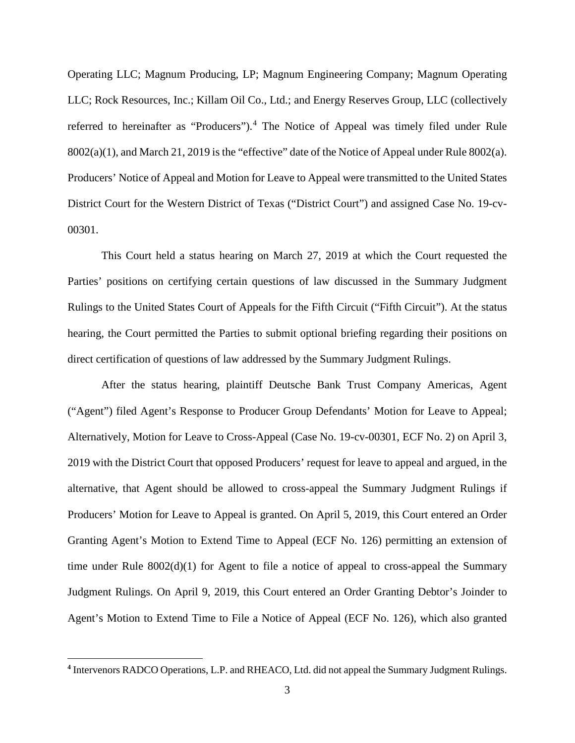Operating LLC; Magnum Producing, LP; Magnum Engineering Company; Magnum Operating LLC; Rock Resources, Inc.; Killam Oil Co., Ltd.; and Energy Reserves Group, LLC (collectively referred to hereinafter as "Producers").[4] The Notice of Appeal was timely filed under Rule 8002(a)(1), and March 21, 2019 is the "effective" date of the Notice of Appeal under Rule 8002(a). Producers' Notice of Appeal and Motion for Leave to Appeal were transmitted to the United States District Court for the Western District of Texas ("District Court") and assigned Case No. 19-cv-00301.

This Court held a status hearing on March 27, 2019 at which the Court requested the Parties' positions on certifying certain questions of law discussed in the Summary Judgment Rulings to the United States Court of Appeals for the Fifth Circuit ("Fifth Circuit"). At the status hearing, the Court permitted the Parties to submit optional briefing regarding their positions on direct certification of questions of law addressed by the Summary Judgment Rulings.

After the status hearing, plaintiff Deutsche Bank Trust Company Americas, Agent ("Agent") filed Agent's Response to Producer Group Defendants' Motion for Leave to Appeal; Alternatively, Motion for Leave to Cross-Appeal (Case No. 19-cv-00301, ECF No. 2) on April 3, 2019 with the District Court that opposed Producers' request for leave to appeal and argued, in the alternative, that Agent should be allowed to cross-appeal the Summary Judgment Rulings if Producers' Motion for Leave to Appeal is granted. On April 5, 2019, this Court entered an Order Granting Agent's Motion to Extend Time to Appeal (ECF No. 126) permitting an extension of time under Rule 8002(d)(1) for Agent to file a notice of appeal to cross-appeal the Summary Judgment Rulings. On April 9, 2019, this Court entered an Order Granting Debtor's Joinder to Agent's Motion to Extend Time to File a Notice of Appeal (ECF No. 126), which also granted

[4] Intervenors RADCO Operations, L.P. and RHEACO, Ltd. did not appeal the Summary Judgment Rulings.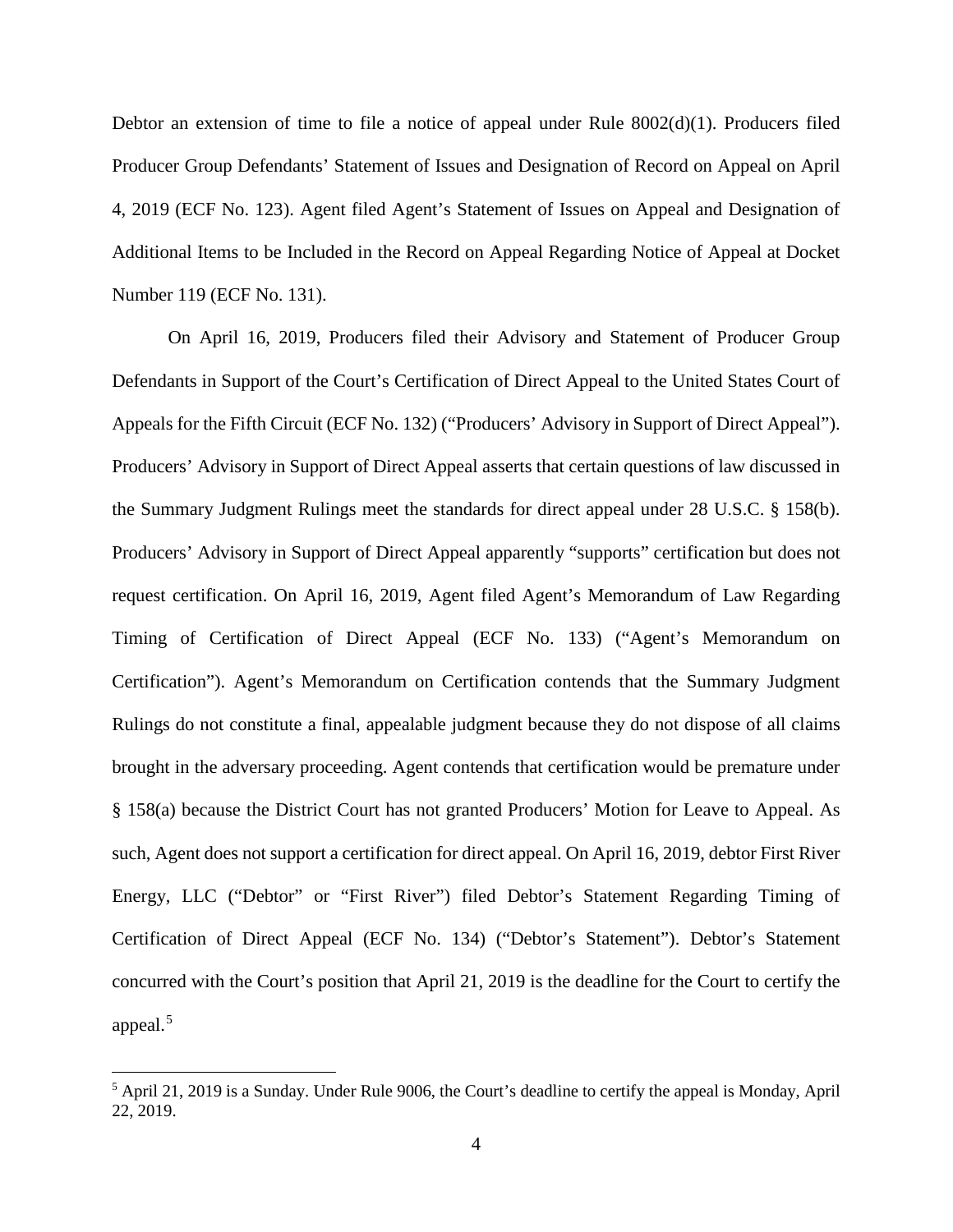Debtor an extension of time to file a notice of appeal under Rule 8002(d)(1). Producers filed Producer Group Defendants' Statement of Issues and Designation of Record on Appeal on April 4, 2019 (ECF No. 123). Agent filed Agent's Statement of Issues on Appeal and Designation of Additional Items to be Included in the Record on Appeal Regarding Notice of Appeal at Docket Number 119 (ECF No. 131).

On April 16, 2019, Producers filed their Advisory and Statement of Producer Group Defendants in Support of the Court's Certification of Direct Appeal to the United States Court of Appeals for the Fifth Circuit (ECF No. 132) ("Producers' Advisory in Support of Direct Appeal"). Producers' Advisory in Support of Direct Appeal asserts that certain questions of law discussed in the Summary Judgment Rulings meet the standards for direct appeal under 28 U.S.C. § 158(b). Producers' Advisory in Support of Direct Appeal apparently "supports" certification but does not request certification. On April 16, 2019, Agent filed Agent's Memorandum of Law Regarding Timing of Certification of Direct Appeal (ECF No. 133) ("Agent's Memorandum on Certification"). Agent's Memorandum on Certification contends that the Summary Judgment Rulings do not constitute a final, appealable judgment because they do not dispose of all claims brought in the adversary proceeding. Agent contends that certification would be premature under § 158(a) because the District Court has not granted Producers' Motion for Leave to Appeal. As such, Agent does not support a certification for direct appeal. On April 16, 2019, debtor First River Energy, LLC ("Debtor" or "First River") filed Debtor's Statement Regarding Timing of Certification of Direct Appeal (ECF No. 134) ("Debtor's Statement"). Debtor's Statement concurred with the Court's position that April 21, 2019 is the deadline for the Court to certify the appeal.[5]

[5] April 21, 2019 is a Sunday. Under Rule 9006, the Court's deadline to certify the appeal is Monday, April 22, 2019.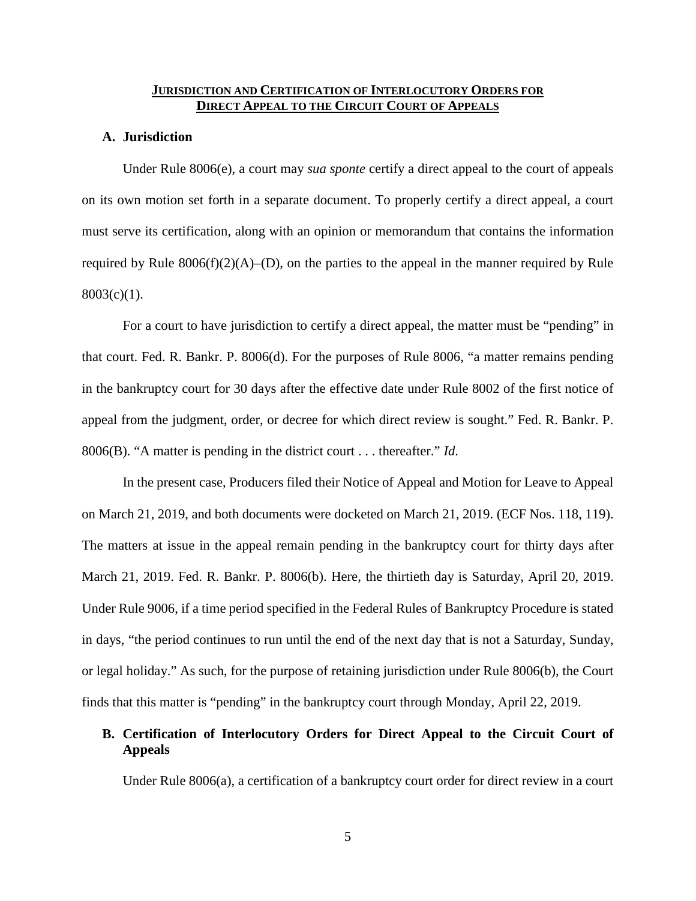## **JURISDICTION AND CERTIFICATION OF INTERLOCUTORY ORDERS FOR DIRECT APPEAL TO THE CIRCUIT COURT OF APPEALS**

### A. Jurisdiction

Under Rule 8006(e), a court may *sua sponte* certify a direct appeal to the court of appeals on its own motion set forth in a separate document. To properly certify a direct appeal, a court must serve its certification, along with an opinion or memorandum that contains the information required by Rule 8006(f)(2)(A)–(D), on the parties to the appeal in the manner required by Rule 8003(c)(1).

For a court to have jurisdiction to certify a direct appeal, the matter must be "pending" in that court. Fed. R. Bankr. P. 8006(d). For the purposes of Rule 8006, "a matter remains pending in the bankruptcy court for 30 days after the effective date under Rule 8002 of the first notice of appeal from the judgment, order, or decree for which direct review is sought." Fed. R. Bankr. P. 8006(B). "A matter is pending in the district court . . . thereafter." *Id*.

In the present case, Producers filed their Notice of Appeal and Motion for Leave to Appeal on March 21, 2019, and both documents were docketed on March 21, 2019. (ECF Nos. 118, 119). The matters at issue in the appeal remain pending in the bankruptcy court for thirty days after March 21, 2019. Fed. R. Bankr. P. 8006(b). Here, the thirtieth day is Saturday, April 20, 2019. Under Rule 9006, if a time period specified in the Federal Rules of Bankruptcy Procedure is stated in days, "the period continues to run until the end of the next day that is not a Saturday, Sunday, or legal holiday." As such, for the purpose of retaining jurisdiction under Rule 8006(b), the Court finds that this matter is "pending" in the bankruptcy court through Monday, April 22, 2019.

### B. Certification of Interlocutory Orders for Direct Appeal to the Circuit Court of Appeals

Under Rule 8006(a), a certification of a bankruptcy court order for direct review in a court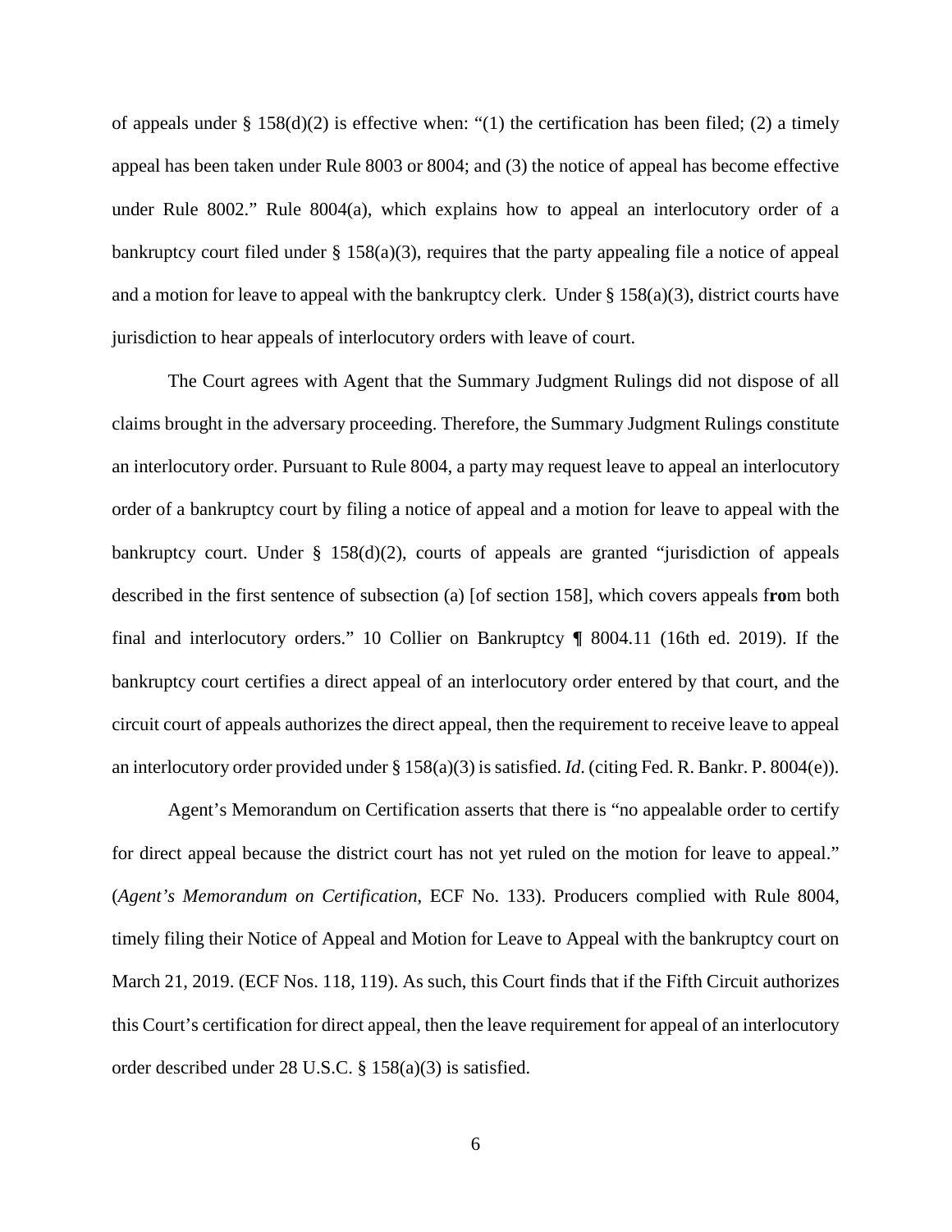of appeals under § 158(d)(2) is effective when: "(1) the certification has been filed; (2) a timely appeal has been taken under Rule 8003 or 8004; and (3) the notice of appeal has become effective under Rule 8002." Rule 8004(a), which explains how to appeal an interlocutory order of a bankruptcy court filed under § 158(a)(3), requires that the party appealing file a notice of appeal and a motion for leave to appeal with the bankruptcy clerk. Under § 158(a)(3), district courts have jurisdiction to hear appeals of interlocutory orders with leave of court.

The Court agrees with Agent that the Summary Judgment Rulings did not dispose of all claims brought in the adversary proceeding. Therefore, the Summary Judgment Rulings constitute an interlocutory order. Pursuant to Rule 8004, a party may request leave to appeal an interlocutory order of a bankruptcy court by filing a notice of appeal and a motion for leave to appeal with the bankruptcy court. Under § 158(d)(2), courts of appeals are granted "jurisdiction of appeals described in the first sentence of subsection (a) [of section 158], which covers appeals f**ro**m both final and interlocutory orders." 10 Collier on Bankruptcy ¶ 8004.11 (16th ed. 2019). If the bankruptcy court certifies a direct appeal of an interlocutory order entered by that court, and the circuit court of appeals authorizes the direct appeal, then the requirement to receive leave to appeal an interlocutory order provided under § 158(a)(3) is satisfied. *Id*. (citing Fed. R. Bankr. P. 8004(e)).

Agent's Memorandum on Certification asserts that there is "no appealable order to certify for direct appeal because the district court has not yet ruled on the motion for leave to appeal." (*Agent's Memorandum on Certification*, ECF No. 133). Producers complied with Rule 8004, timely filing their Notice of Appeal and Motion for Leave to Appeal with the bankruptcy court on March 21, 2019. (ECF Nos. 118, 119). As such, this Court finds that if the Fifth Circuit authorizes this Court's certification for direct appeal, then the leave requirement for appeal of an interlocutory order described under 28 U.S.C. § 158(a)(3) is satisfied.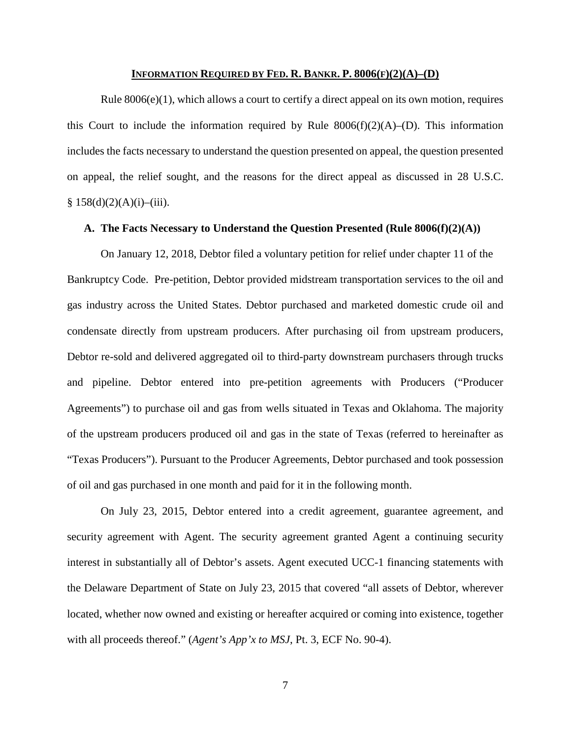## INFORMATION REQUIRED BY FED. R. BANKR. P. 8006(F)(2)(A)–(D)

Rule 8006(e)(1), which allows a court to certify a direct appeal on its own motion, requires this Court to include the information required by Rule 8006(f)(2)(A)–(D). This information includes the facts necessary to understand the question presented on appeal, the question presented on appeal, the relief sought, and the reasons for the direct appeal as discussed in 28 U.S.C. § 158(d)(2)(A)(i)–(iii).

### A. The Facts Necessary to Understand the Question Presented (Rule 8006(f)(2)(A))

On January 12, 2018, Debtor filed a voluntary petition for relief under chapter 11 of the Bankruptcy Code. Pre-petition, Debtor provided midstream transportation services to the oil and gas industry across the United States. Debtor purchased and marketed domestic crude oil and condensate directly from upstream producers. After purchasing oil from upstream producers, Debtor re-sold and delivered aggregated oil to third-party downstream purchasers through trucks and pipeline. Debtor entered into pre-petition agreements with Producers ("Producer Agreements") to purchase oil and gas from wells situated in Texas and Oklahoma. The majority of the upstream producers produced oil and gas in the state of Texas (referred to hereinafter as "Texas Producers"). Pursuant to the Producer Agreements, Debtor purchased and took possession of oil and gas purchased in one month and paid for it in the following month.

On July 23, 2015, Debtor entered into a credit agreement, guarantee agreement, and security agreement with Agent. The security agreement granted Agent a continuing security interest in substantially all of Debtor's assets. Agent executed UCC-1 financing statements with the Delaware Department of State on July 23, 2015 that covered "all assets of Debtor, wherever located, whether now owned and existing or hereafter acquired or coming into existence, together with all proceeds thereof." (*Agent's App'x to MSJ*, Pt. 3, ECF No. 90-4).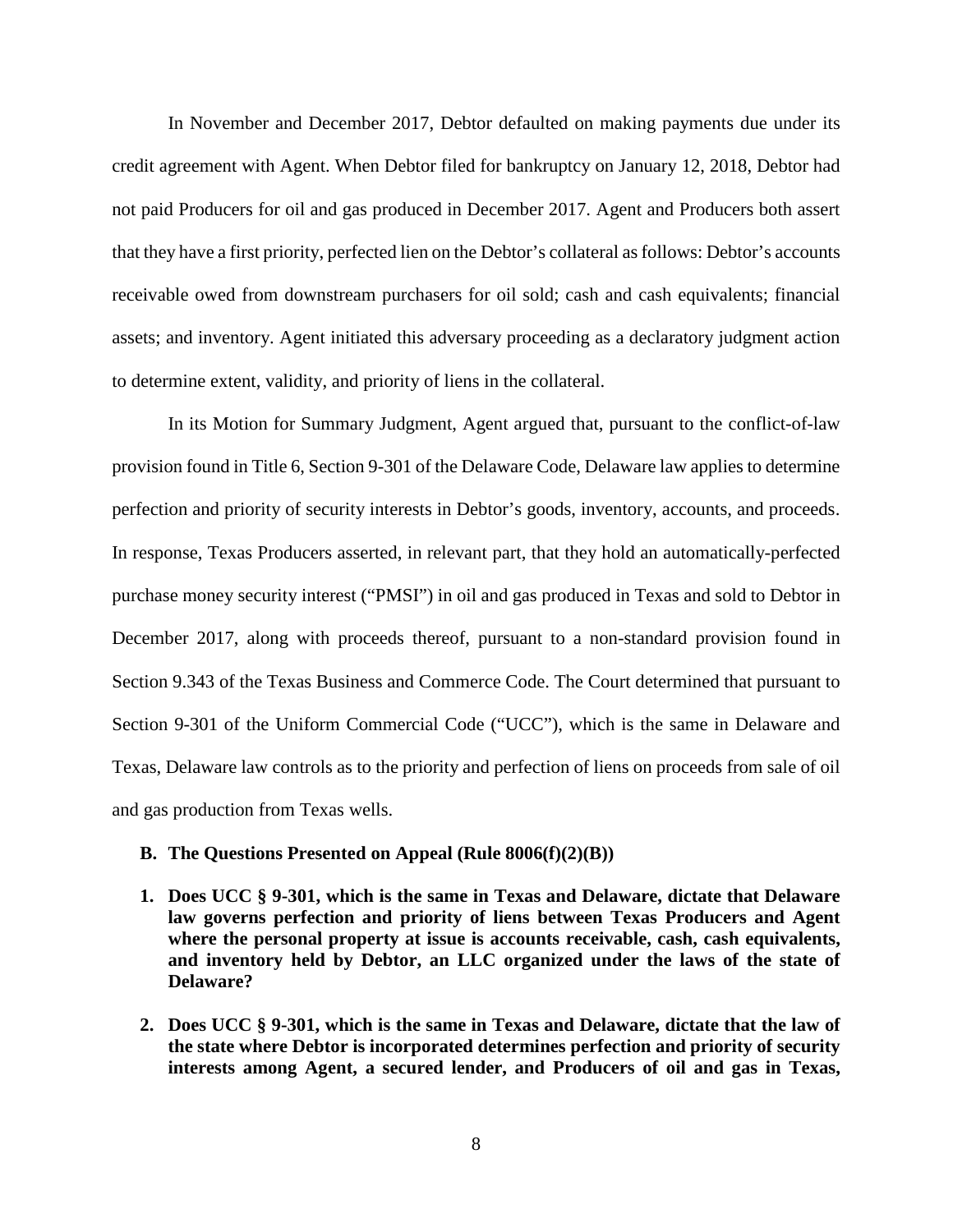In November and December 2017, Debtor defaulted on making payments due under its credit agreement with Agent. When Debtor filed for bankruptcy on January 12, 2018, Debtor had not paid Producers for oil and gas produced in December 2017. Agent and Producers both assert that they have a first priority, perfected lien on the Debtor's collateral as follows: Debtor's accounts receivable owed from downstream purchasers for oil sold; cash and cash equivalents; financial assets; and inventory. Agent initiated this adversary proceeding as a declaratory judgment action to determine extent, validity, and priority of liens in the collateral.

In its Motion for Summary Judgment, Agent argued that, pursuant to the conflict-of-law provision found in Title 6, Section 9-301 of the Delaware Code, Delaware law applies to determine perfection and priority of security interests in Debtor's goods, inventory, accounts, and proceeds. In response, Texas Producers asserted, in relevant part, that they hold an automatically-perfected purchase money security interest ("PMSI") in oil and gas produced in Texas and sold to Debtor in December 2017, along with proceeds thereof, pursuant to a non-standard provision found in Section 9.343 of the Texas Business and Commerce Code. The Court determined that pursuant to Section 9-301 of the Uniform Commercial Code ("UCC"), which is the same in Delaware and Texas, Delaware law controls as to the priority and perfection of liens on proceeds from sale of oil and gas production from Texas wells.

**B. The Questions Presented on Appeal (Rule 8006(f)(2)(B))**

1. **Does UCC § 9-301, which is the same in Texas and Delaware, dictate that Delaware law governs perfection and priority of liens between Texas Producers and Agent where the personal property at issue is accounts receivable, cash, cash equivalents, and inventory held by Debtor, an LLC organized under the laws of the state of Delaware?**

2. **Does UCC § 9-301, which is the same in Texas and Delaware, dictate that the law of the state where Debtor is incorporated determines perfection and priority of security interests among Agent, a secured lender, and Producers of oil and gas in Texas,**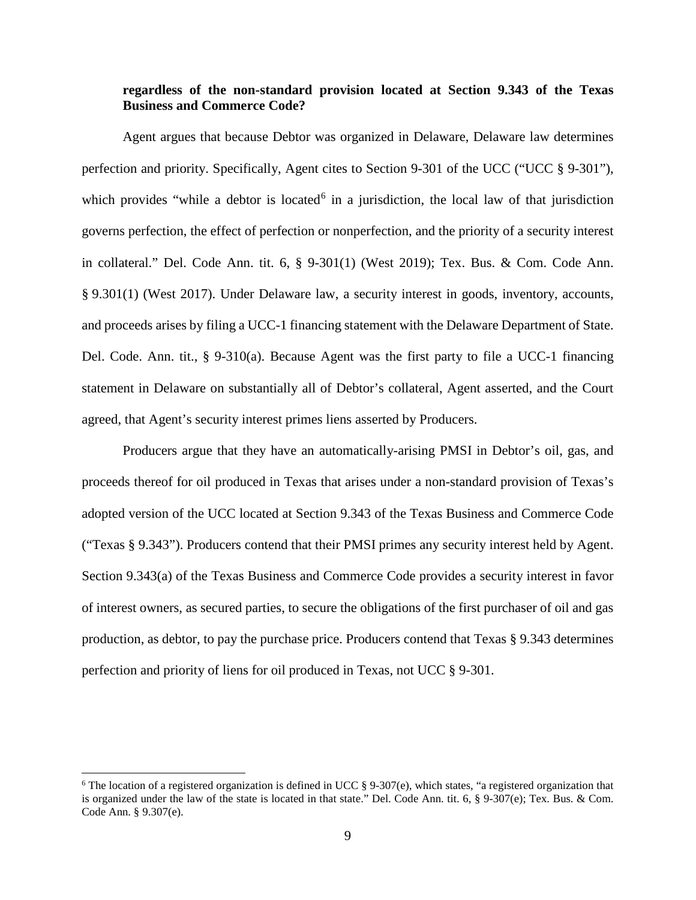**regardless of the non-standard provision located at Section 9.343 of the Texas Business and Commerce Code?**

Agent argues that because Debtor was organized in Delaware, Delaware law determines perfection and priority. Specifically, Agent cites to Section 9-301 of the UCC ("UCC § 9-301"), which provides "while a debtor is located[6] in a jurisdiction, the local law of that jurisdiction governs perfection, the effect of perfection or nonperfection, and the priority of a security interest in collateral." Del. Code Ann. tit. 6, § 9-301(1) (West 2019); Tex. Bus. & Com. Code Ann. § 9.301(1) (West 2017). Under Delaware law, a security interest in goods, inventory, accounts, and proceeds arises by filing a UCC-1 financing statement with the Delaware Department of State. Del. Code. Ann. tit., § 9-310(a). Because Agent was the first party to file a UCC-1 financing statement in Delaware on substantially all of Debtor's collateral, Agent asserted, and the Court agreed, that Agent's security interest primes liens asserted by Producers.

Producers argue that they have an automatically-arising PMSI in Debtor's oil, gas, and proceeds thereof for oil produced in Texas that arises under a non-standard provision of Texas's adopted version of the UCC located at Section 9.343 of the Texas Business and Commerce Code ("Texas § 9.343"). Producers contend that their PMSI primes any security interest held by Agent. Section 9.343(a) of the Texas Business and Commerce Code provides a security interest in favor of interest owners, as secured parties, to secure the obligations of the first purchaser of oil and gas production, as debtor, to pay the purchase price. Producers contend that Texas § 9.343 determines perfection and priority of liens for oil produced in Texas, not UCC § 9-301.

[6] The location of a registered organization is defined in UCC § 9-307(e), which states, "a registered organization that is organized under the law of the state is located in that state." Del. Code Ann. tit. 6, § 9-307(e); Tex. Bus. & Com. Code Ann. § 9.307(e).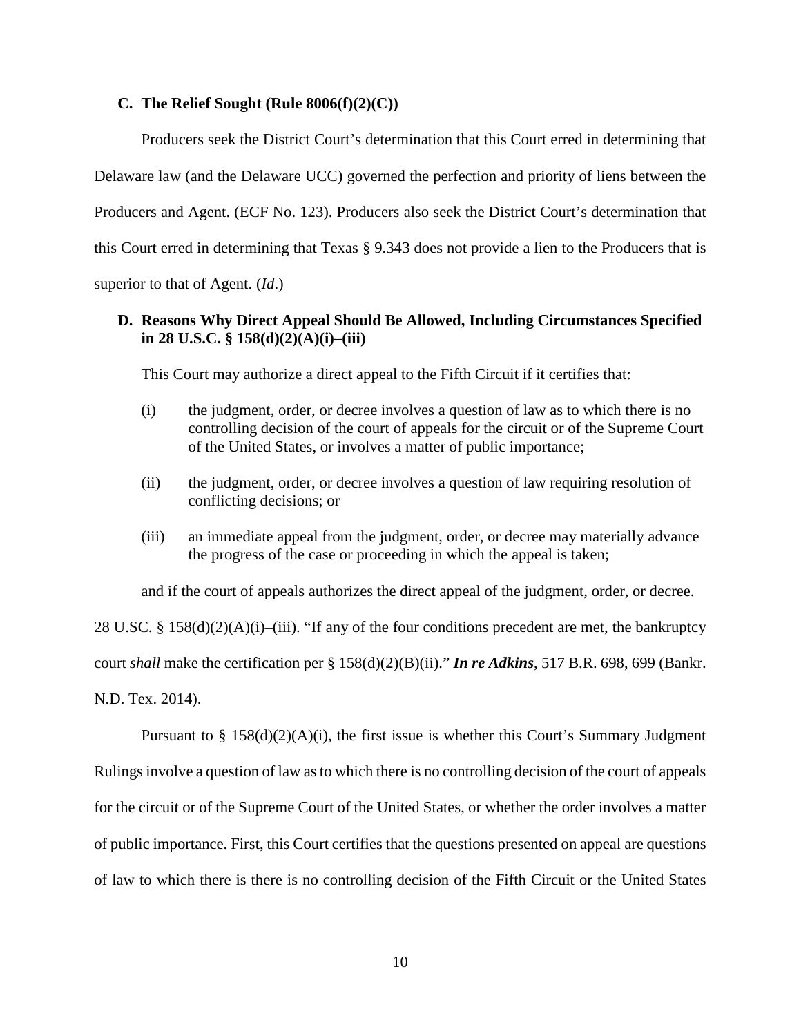### C. The Relief Sought (Rule 8006(f)(2)(C))

Producers seek the District Court's determination that this Court erred in determining that Delaware law (and the Delaware UCC) governed the perfection and priority of liens between the Producers and Agent. (ECF No. 123). Producers also seek the District Court's determination that this Court erred in determining that Texas § 9.343 does not provide a lien to the Producers that is superior to that of Agent. (*Id*.)

### D. Reasons Why Direct Appeal Should Be Allowed, Including Circumstances Specified in 28 U.S.C. § 158(d)(2)(A)(i)–(iii)

This Court may authorize a direct appeal to the Fifth Circuit if it certifies that:

> (i) the judgment, order, or decree involves a question of law as to which there is no controlling decision of the court of appeals for the circuit or of the Supreme Court of the United States, or involves a matter of public importance;
>
> (ii) the judgment, order, or decree involves a question of law requiring resolution of conflicting decisions; or
>
> (iii) an immediate appeal from the judgment, order, or decree may materially advance the progress of the case or proceeding in which the appeal is taken;

and if the court of appeals authorizes the direct appeal of the judgment, order, or decree.

28 U.SC. § 158(d)(2)(A)(i)–(iii). "If any of the four conditions precedent are met, the bankruptcy court *shall* make the certification per § 158(d)(2)(B)(ii)." ***In re Adkins***, 517 B.R. 698, 699 (Bankr. N.D. Tex. 2014).

Pursuant to § 158(d)(2)(A)(i), the first issue is whether this Court's Summary Judgment Rulings involve a question of law as to which there is no controlling decision of the court of appeals for the circuit or of the Supreme Court of the United States, or whether the order involves a matter of public importance. First, this Court certifies that the questions presented on appeal are questions of law to which there is there is no controlling decision of the Fifth Circuit or the United States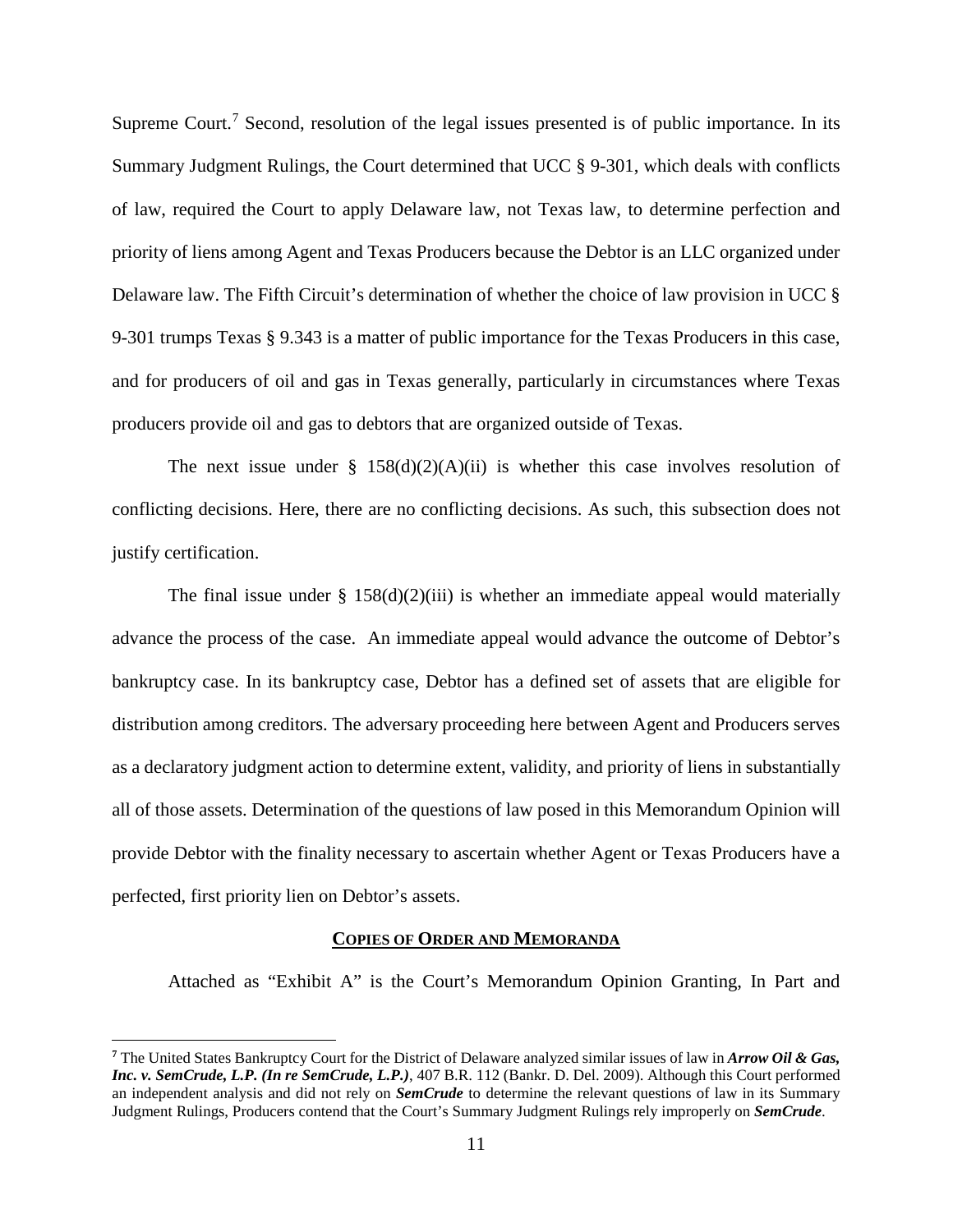Supreme Court.[7] Second, resolution of the legal issues presented is of public importance. In its Summary Judgment Rulings, the Court determined that UCC § 9-301, which deals with conflicts of law, required the Court to apply Delaware law, not Texas law, to determine perfection and priority of liens among Agent and Texas Producers because the Debtor is an LLC organized under Delaware law. The Fifth Circuit's determination of whether the choice of law provision in UCC § 9-301 trumps Texas § 9.343 is a matter of public importance for the Texas Producers in this case, and for producers of oil and gas in Texas generally, particularly in circumstances where Texas producers provide oil and gas to debtors that are organized outside of Texas.

The next issue under § 158(d)(2)(A)(ii) is whether this case involves resolution of conflicting decisions. Here, there are no conflicting decisions. As such, this subsection does not justify certification.

The final issue under § 158(d)(2)(iii) is whether an immediate appeal would materially advance the process of the case. An immediate appeal would advance the outcome of Debtor's bankruptcy case. In its bankruptcy case, Debtor has a defined set of assets that are eligible for distribution among creditors. The adversary proceeding here between Agent and Producers serves as a declaratory judgment action to determine extent, validity, and priority of liens in substantially all of those assets. Determination of the questions of law posed in this Memorandum Opinion will provide Debtor with the finality necessary to ascertain whether Agent or Texas Producers have a perfected, first priority lien on Debtor's assets.

**COPIES OF ORDER AND MEMORANDA**

Attached as "Exhibit A" is the Court's Memorandum Opinion Granting, In Part and

[7] The United States Bankruptcy Court for the District of Delaware analyzed similar issues of law in ***Arrow Oil & Gas, Inc. v. SemCrude, L.P. (In re SemCrude, L.P.)***, 407 B.R. 112 (Bankr. D. Del. 2009). Although this Court performed an independent analysis and did not rely on ***SemCrude*** to determine the relevant questions of law in its Summary Judgment Rulings, Producers contend that the Court's Summary Judgment Rulings rely improperly on ***SemCrude***.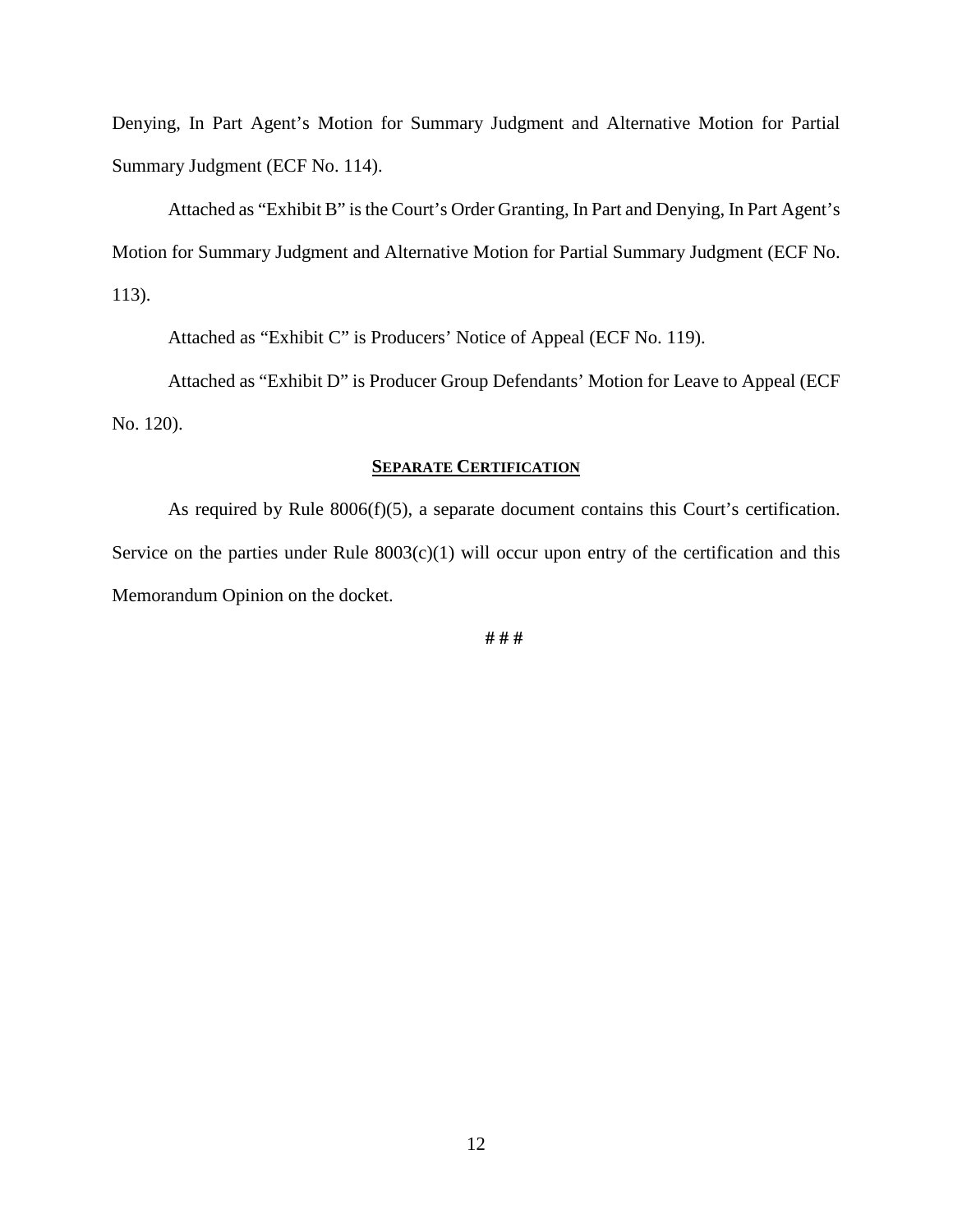Denying, In Part Agent's Motion for Summary Judgment and Alternative Motion for Partial Summary Judgment (ECF No. 114).

Attached as "Exhibit B" is the Court's Order Granting, In Part and Denying, In Part Agent's Motion for Summary Judgment and Alternative Motion for Partial Summary Judgment (ECF No. 113).

Attached as "Exhibit C" is Producers' Notice of Appeal (ECF No. 119).

Attached as "Exhibit D" is Producer Group Defendants' Motion for Leave to Appeal (ECF No. 120).

**SEPARATE CERTIFICATION**

As required by Rule 8006(f)(5), a separate document contains this Court's certification. Service on the parties under Rule 8003(c)(1) will occur upon entry of the certification and this Memorandum Opinion on the docket.

# # #